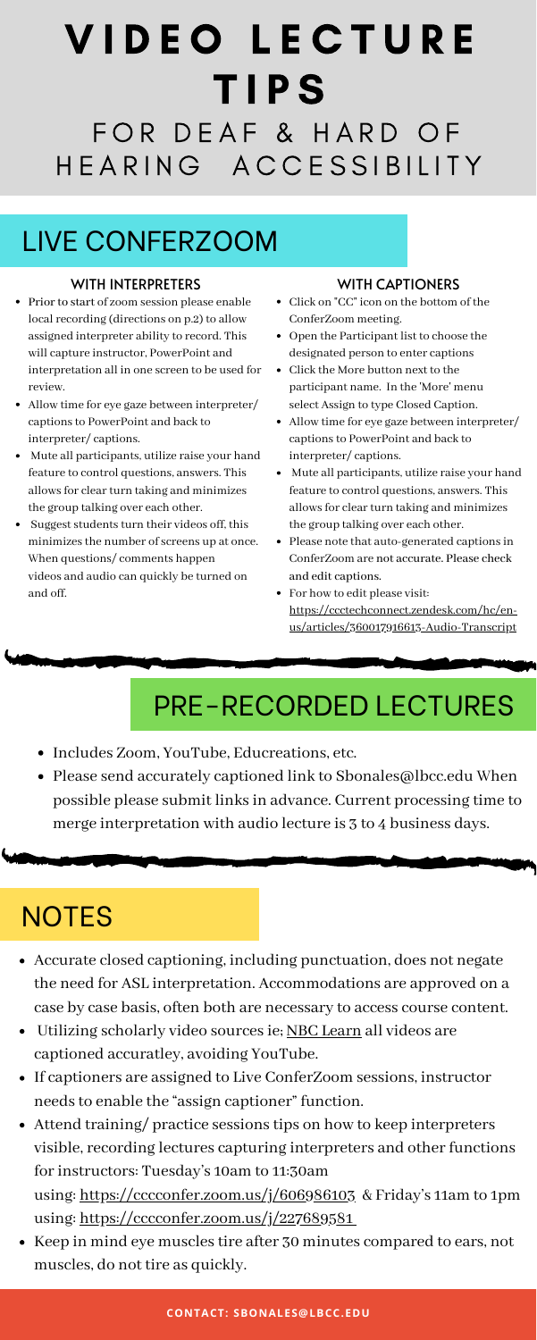# VIDEO LECTURE TIPS

## FOR DEAF & HARD OF HEARING ACCESSIBILITY

## LIVE CONFERZOOM

### WITH INTERPRETERS

- Prior to start of zoom session please enable local recording (directions on p.2) to allow assigned interpreter ability to record. This will capture instructor, PowerPoint and interpretation all in one screen to be used for review.
- Allow time for eye gaze between interpreter/ captions to PowerPoint and back to interpreter/ captions.
- Mute all participants, utilize raise your hand feature to control questions, answers. This allows for clear turn taking and minimizes the group talking over each other.
- Suggest students turn their videos off, this minimizes the number of screens up at once. When questions/ comments happen videos and audio can quickly be turned on and off.

### WITH CAPTIONERS

- Click on "CC" icon on the bottom of the ConferZoom meeting.
- Open the Participant list to choose the designated person to enter captions
- Click the More button next to the participant name. In the 'More' menu select Assign to type Closed Caption.
- Allow time for eye gaze between interpreter/ captions to PowerPoint and back to interpreter/ captions.
- Mute all participants, utilize raise your hand feature to control questions, answers. This allows for clear turn taking and minimizes the group talking over each other.
- Please note that auto-generated captions in ConferZoom are not accurate. Please check and edit captions.
- For how to edit please visit: https://ccctechconnect.zendesk.com/hc/en-us/articles/360017916613-Audio-Transcript

## PRE-RECORDED LECTURES

- Includes Zoom, YouTube, Educreations, etc.
- Please send accurately captioned link to Sbonales@lbcc.edu When possible please submit links in advance. Current processing time to merge interpretation with audio lecture is 3 to 4 business days.

## NOTES

- Accurate closed captioning, including punctuation, does not negate the need for ASL interpretation. Accommodations are approved on a case by case basis, often both are necessary to access course content.
- Utilizing scholarly video sources ie; NBC Learn all videos are captioned accurately, avoiding YouTube.
- If captioners are assigned to Live ConferZoom sessions, instructor needs to enable the "assign captioner" function.
- Attend training/ practice sessions tips on how to keep interpreters visible, recording lectures capturing interpreters and other functions for instructors: Tuesday's 10am to 11:30am using: https://cccconfer.zoom.us/j/606986103 & Friday's 11am to 1pm using: https://cccconfer.zoom.us/j/227689581
- Keep in mind eye muscles tire after 30 minutes compared to ears, not muscles, do not tire as quickly.

**CONTACT: SBONALES@LBCC.EDU**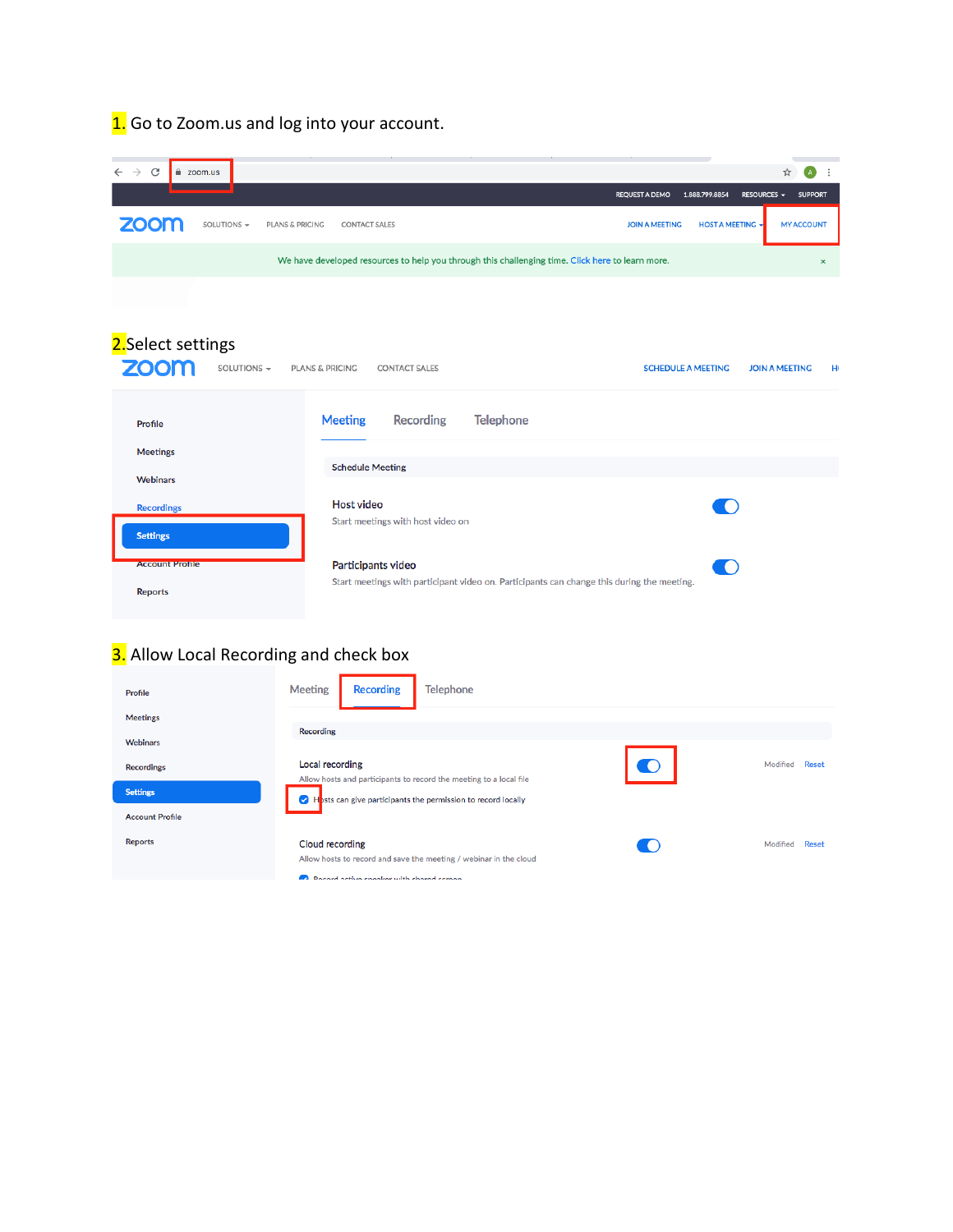1. Go to Zoom.us and log into your account.

zoom.us

REQUEST A DEMO 1.888.799.8854 RESOURCES SUPPORT

zoom SOLUTIONS PLANS & PRICING CONTACT SALES JOIN A MEETING HOST A MEETING MY ACCOUNT

We have developed resources to help you through this challenging time. Click here to learn more.

2. Select settings

zoom SOLUTIONS PLANS & PRICING CONTACT SALES SCHEDULE A MEETING JOIN A MEETING

Profile

Meetings

Webinars

Recordings

Settings

Account Profile

Reports

Meeting Recording Telephone

Schedule Meeting

Host video

Start meetings with host video on

Participants video

Start meetings with participant video on. Participants can change this during the meeting.

3. Allow Local Recording and check box

Profile

Meetings

Webinars

Recordings

Settings

Account Profile

Reports

Meeting Recording Telephone

Recording

Local recording

Allow hosts and participants to record the meeting to a local file

Hosts can give participants the permission to record locally

Modified Reset

Cloud recording

Allow hosts to record and save the meeting / webinar in the cloud

Modified Reset